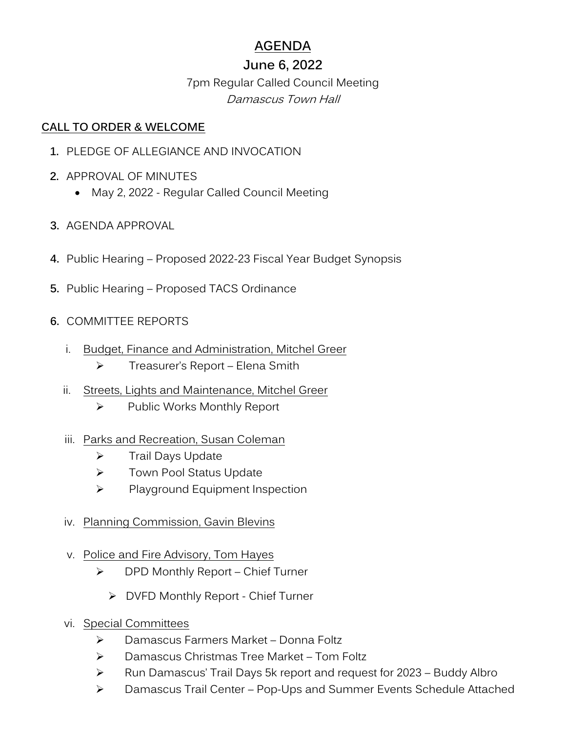# AGENDA

## June 6, 2022

7pm Regular Called Council Meeting

*Damascus Town Hall*

**CALL TO ORDER & WELCOME**

1. PLEDGE OF ALLEGIANCE AND INVOCATION
2. APPROVAL OF MINUTES
   - May 2, 2022 - Regular Called Council Meeting
3. AGENDA APPROVAL
4. Public Hearing – Proposed 2022-23 Fiscal Year Budget Synopsis
5. Public Hearing – Proposed TACS Ordinance
6. COMMITTEE REPORTS

   i. Budget, Finance and Administration, Mitchel Greer
   - Treasurer's Report – Elena Smith

   ii. Streets, Lights and Maintenance, Mitchel Greer
   - Public Works Monthly Report

   iii. Parks and Recreation, Susan Coleman
   - Trail Days Update
   - Town Pool Status Update
   - Playground Equipment Inspection

   iv. Planning Commission, Gavin Blevins

   v. Police and Fire Advisory, Tom Hayes
   - DPD Monthly Report – Chief Turner
   - DVFD Monthly Report - Chief Turner

   vi. Special Committees
   - Damascus Farmers Market – Donna Foltz
   - Damascus Christmas Tree Market – Tom Foltz
   - Run Damascus' Trail Days 5k report and request for 2023 – Buddy Albro
   - Damascus Trail Center – Pop-Ups and Summer Events Schedule Attached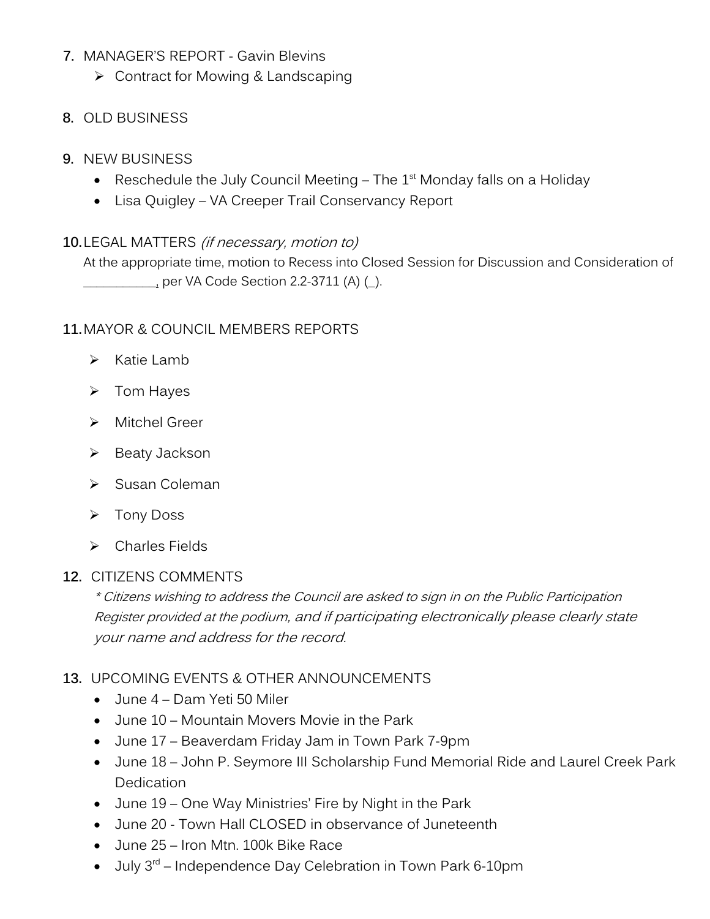7. MANAGER'S REPORT - Gavin Blevins
    - Contract for Mowing & Landscaping

8. OLD BUSINESS

9. NEW BUSINESS
    - Reschedule the July Council Meeting – The 1st Monday falls on a Holiday
    - Lisa Quigley – VA Creeper Trail Conservancy Report

10. LEGAL MATTERS *(if necessary, motion to)*
    At the appropriate time, motion to Recess into Closed Session for Discussion and Consideration of __________, per VA Code Section 2.2-3711 (A) (_).

11. MAYOR & COUNCIL MEMBERS REPORTS
    - Katie Lamb
    - Tom Hayes
    - Mitchel Greer
    - Beaty Jackson
    - Susan Coleman
    - Tony Doss
    - Charles Fields

12. CITIZENS COMMENTS
    *\* Citizens wishing to address the Council are asked to sign in on the Public Participation Register provided at the podium, and if participating electronically please clearly state your name and address for the record.*

13. UPCOMING EVENTS & OTHER ANNOUNCEMENTS
    - June 4 – Dam Yeti 50 Miler
    - June 10 – Mountain Movers Movie in the Park
    - June 17 – Beaverdam Friday Jam in Town Park 7-9pm
    - June 18 – John P. Seymore III Scholarship Fund Memorial Ride and Laurel Creek Park Dedication
    - June 19 – One Way Ministries' Fire by Night in the Park
    - June 20 - Town Hall CLOSED in observance of Juneteenth
    - June 25 – Iron Mtn. 100k Bike Race
    - July 3rd – Independence Day Celebration in Town Park 6-10pm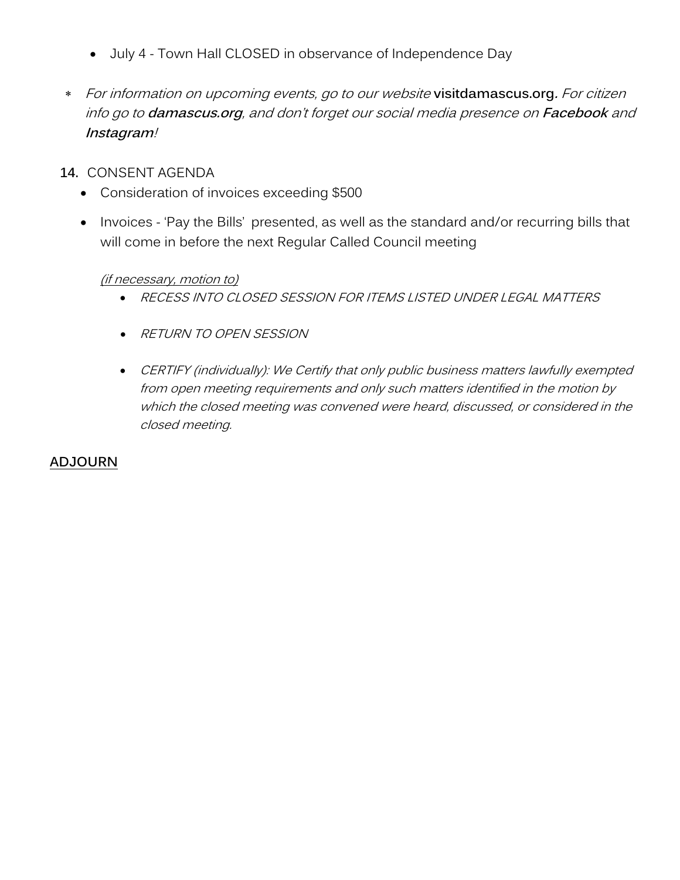- July 4 - Town Hall CLOSED in observance of Independence Day

* *For information on upcoming events, go to our website* **visitdamascus.org.** *For citizen info go to* ***damascus.org****, and don't forget our social media presence on* ***Facebook*** *and* ***Instagram****!*

**14.** CONSENT AGENDA

- Consideration of invoices exceeding $500
- Invoices - 'Pay the Bills' presented, as well as the standard and/or recurring bills that will come in before the next Regular Called Council meeting

*(if necessary, motion to)*

- *RECESS INTO CLOSED SESSION FOR ITEMS LISTED UNDER LEGAL MATTERS*
- *RETURN TO OPEN SESSION*
- *CERTIFY (individually): We Certify that only public business matters lawfully exempted from open meeting requirements and only such matters identified in the motion by which the closed meeting was convened were heard, discussed, or considered in the closed meeting.*

**ADJOURN**